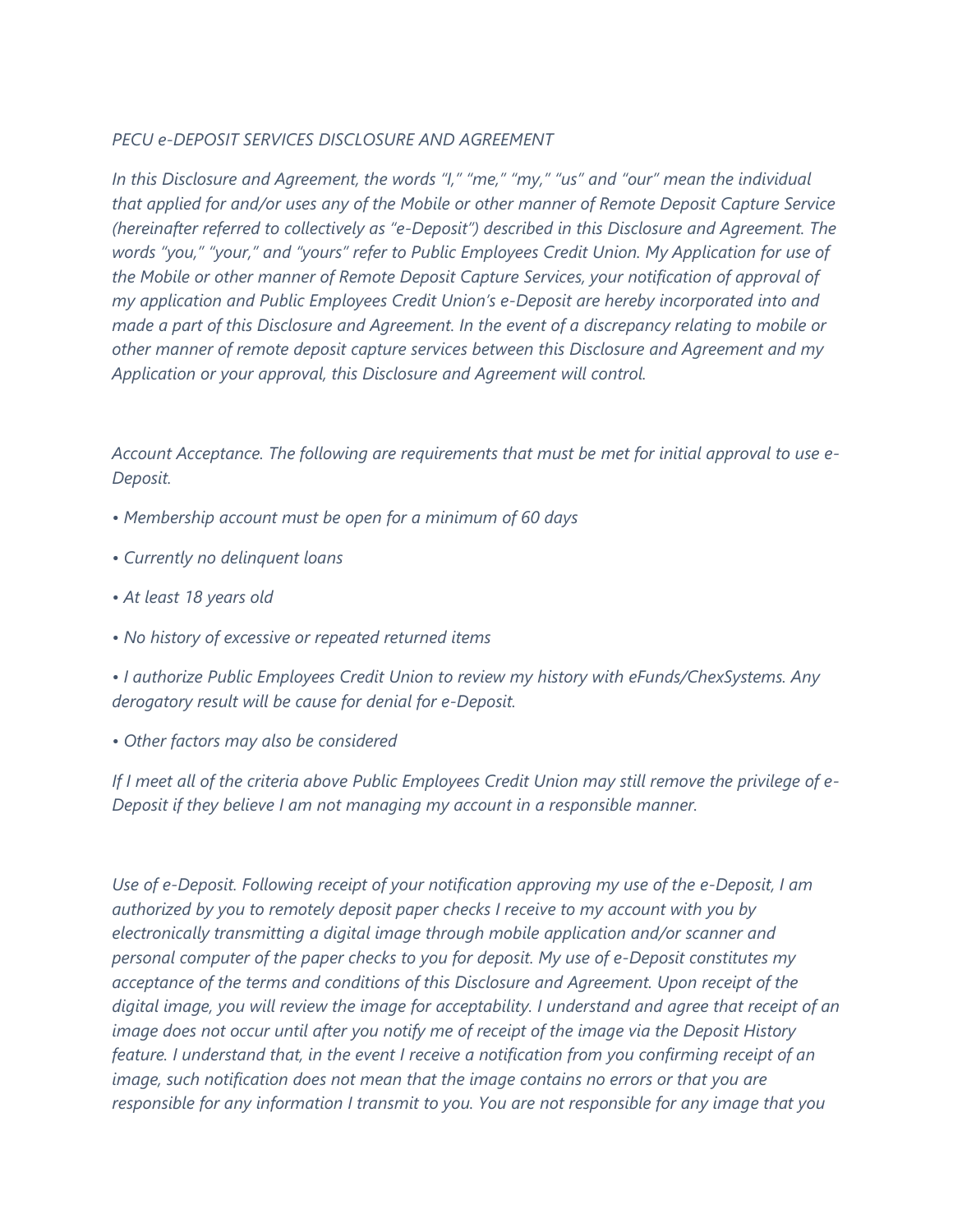*PECU e-DEPOSIT SERVICES DISCLOSURE AND AGREEMENT*

*In this Disclosure and Agreement, the words "I," "me," "my," "us" and "our" mean the individual that applied for and/or uses any of the Mobile or other manner of Remote Deposit Capture Service (hereinafter referred to collectively as "e-Deposit") described in this Disclosure and Agreement. The words "you," "your," and "yours" refer to Public Employees Credit Union. My Application for use of the Mobile or other manner of Remote Deposit Capture Services, your notification of approval of my application and Public Employees Credit Union's e-Deposit are hereby incorporated into and made a part of this Disclosure and Agreement. In the event of a discrepancy relating to mobile or other manner of remote deposit capture services between this Disclosure and Agreement and my Application or your approval, this Disclosure and Agreement will control.*

*Account Acceptance. The following are requirements that must be met for initial approval to use e-Deposit.*

- *Membership account must be open for a minimum of 60 days*
- *Currently no delinquent loans*
- *At least 18 years old*
- *No history of excessive or repeated returned items*
- *I authorize Public Employees Credit Union to review my history with eFunds/ChexSystems. Any derogatory result will be cause for denial for e-Deposit.*
- *Other factors may also be considered*

*If I meet all of the criteria above Public Employees Credit Union may still remove the privilege of e-Deposit if they believe I am not managing my account in a responsible manner.*

*Use of e-Deposit. Following receipt of your notification approving my use of the e-Deposit, I am authorized by you to remotely deposit paper checks I receive to my account with you by electronically transmitting a digital image through mobile application and/or scanner and personal computer of the paper checks to you for deposit. My use of e-Deposit constitutes my acceptance of the terms and conditions of this Disclosure and Agreement. Upon receipt of the digital image, you will review the image for acceptability. I understand and agree that receipt of an image does not occur until after you notify me of receipt of the image via the Deposit History feature. I understand that, in the event I receive a notification from you confirming receipt of an image, such notification does not mean that the image contains no errors or that you are responsible for any information I transmit to you. You are not responsible for any image that you*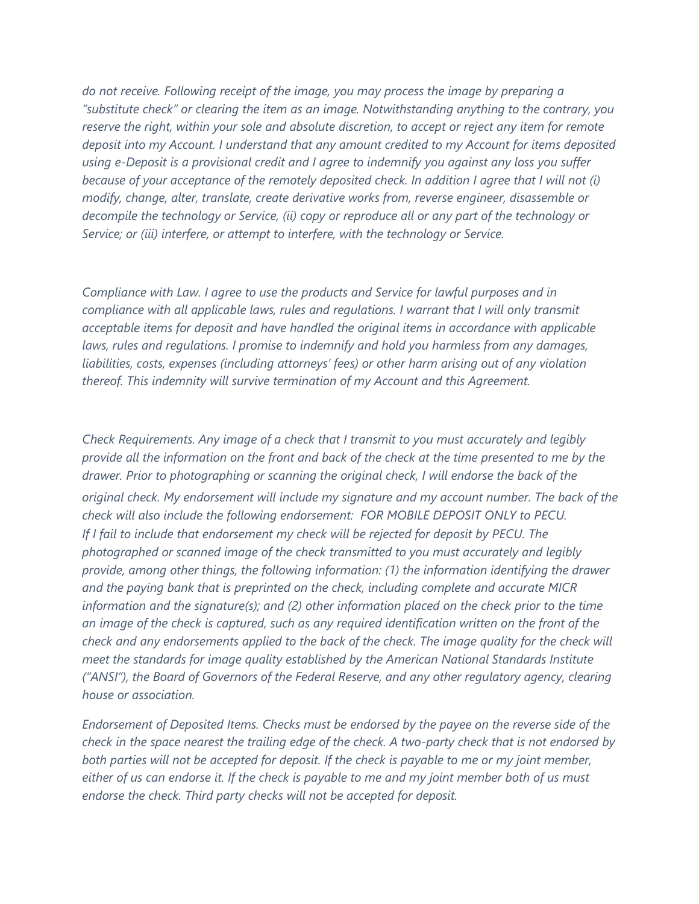*do not receive. Following receipt of the image, you may process the image by preparing a "substitute check" or clearing the item as an image. Notwithstanding anything to the contrary, you reserve the right, within your sole and absolute discretion, to accept or reject any item for remote deposit into my Account. I understand that any amount credited to my Account for items deposited using e-Deposit is a provisional credit and I agree to indemnify you against any loss you suffer because of your acceptance of the remotely deposited check. In addition I agree that I will not (i) modify, change, alter, translate, create derivative works from, reverse engineer, disassemble or decompile the technology or Service, (ii) copy or reproduce all or any part of the technology or Service; or (iii) interfere, or attempt to interfere, with the technology or Service.*

*Compliance with Law. I agree to use the products and Service for lawful purposes and in compliance with all applicable laws, rules and regulations. I warrant that I will only transmit acceptable items for deposit and have handled the original items in accordance with applicable laws, rules and regulations. I promise to indemnify and hold you harmless from any damages, liabilities, costs, expenses (including attorneys' fees) or other harm arising out of any violation thereof. This indemnity will survive termination of my Account and this Agreement.*

*Check Requirements. Any image of a check that I transmit to you must accurately and legibly provide all the information on the front and back of the check at the time presented to me by the drawer. Prior to photographing or scanning the original check, I will endorse the back of the original check. My endorsement will include my signature and my account number. The back of the check will also include the following endorsement: FOR MOBILE DEPOSIT ONLY to PECU. If I fail to include that endorsement my check will be rejected for deposit by PECU. The photographed or scanned image of the check transmitted to you must accurately and legibly provide, among other things, the following information: (1) the information identifying the drawer and the paying bank that is preprinted on the check, including complete and accurate MICR information and the signature(s); and (2) other information placed on the check prior to the time an image of the check is captured, such as any required identification written on the front of the check and any endorsements applied to the back of the check. The image quality for the check will meet the standards for image quality established by the American National Standards Institute ("ANSI"), the Board of Governors of the Federal Reserve, and any other regulatory agency, clearing house or association.*

*Endorsement of Deposited Items. Checks must be endorsed by the payee on the reverse side of the check in the space nearest the trailing edge of the check. A two-party check that is not endorsed by both parties will not be accepted for deposit. If the check is payable to me or my joint member, either of us can endorse it. If the check is payable to me and my joint member both of us must endorse the check. Third party checks will not be accepted for deposit.*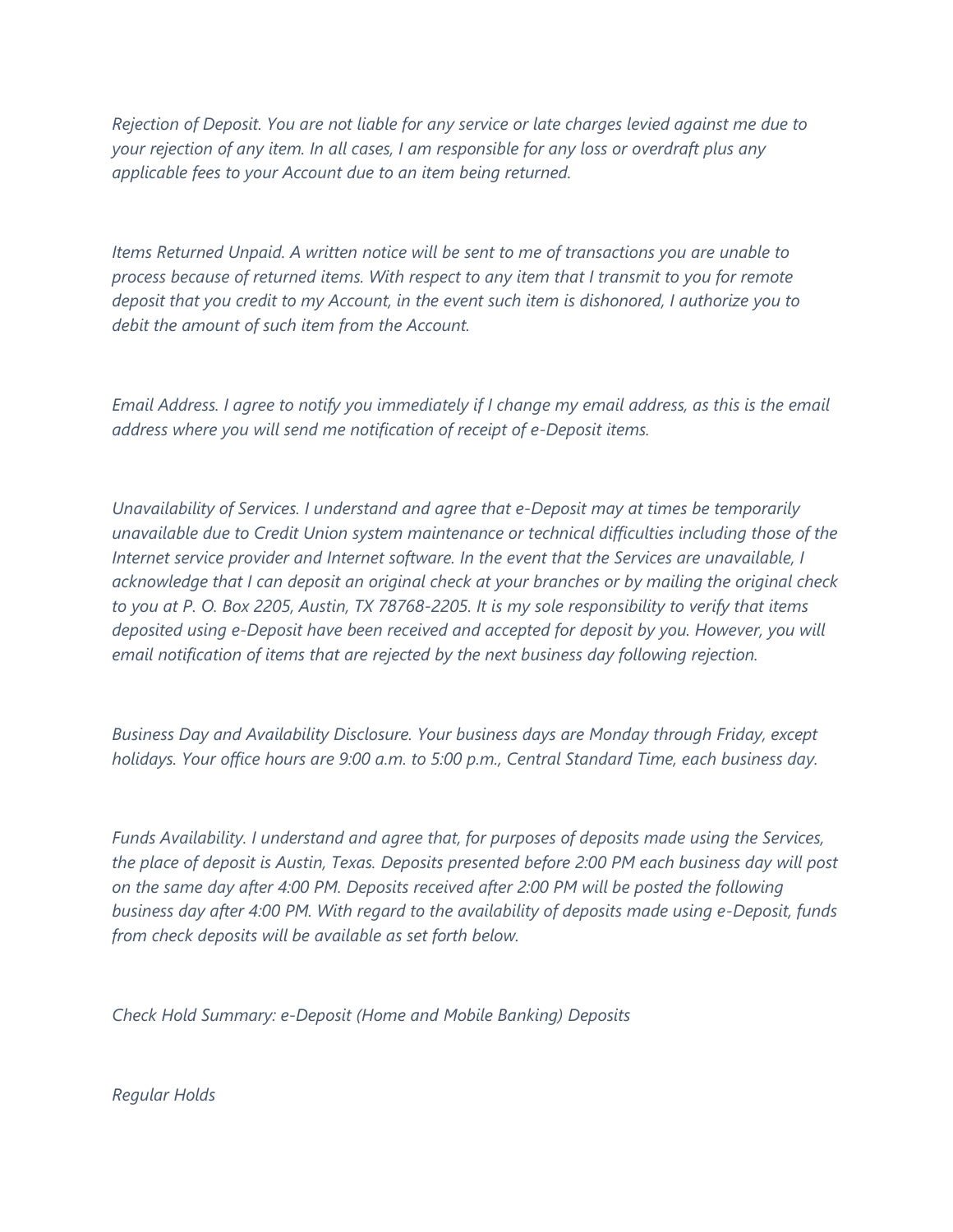*Rejection of Deposit. You are not liable for any service or late charges levied against me due to your rejection of any item. In all cases, I am responsible for any loss or overdraft plus any applicable fees to your Account due to an item being returned.*

*Items Returned Unpaid. A written notice will be sent to me of transactions you are unable to process because of returned items. With respect to any item that I transmit to you for remote deposit that you credit to my Account, in the event such item is dishonored, I authorize you to debit the amount of such item from the Account.*

*Email Address. I agree to notify you immediately if I change my email address, as this is the email address where you will send me notification of receipt of e-Deposit items.*

*Unavailability of Services. I understand and agree that e-Deposit may at times be temporarily unavailable due to Credit Union system maintenance or technical difficulties including those of the Internet service provider and Internet software. In the event that the Services are unavailable, I acknowledge that I can deposit an original check at your branches or by mailing the original check to you at P. O. Box 2205, Austin, TX 78768-2205. It is my sole responsibility to verify that items deposited using e-Deposit have been received and accepted for deposit by you. However, you will email notification of items that are rejected by the next business day following rejection.*

*Business Day and Availability Disclosure. Your business days are Monday through Friday, except holidays. Your office hours are 9:00 a.m. to 5:00 p.m., Central Standard Time, each business day.*

*Funds Availability. I understand and agree that, for purposes of deposits made using the Services, the place of deposit is Austin, Texas. Deposits presented before 2:00 PM each business day will post on the same day after 4:00 PM. Deposits received after 2:00 PM will be posted the following business day after 4:00 PM. With regard to the availability of deposits made using e-Deposit, funds from check deposits will be available as set forth below.*

*Check Hold Summary: e-Deposit (Home and Mobile Banking) Deposits*

*Regular Holds*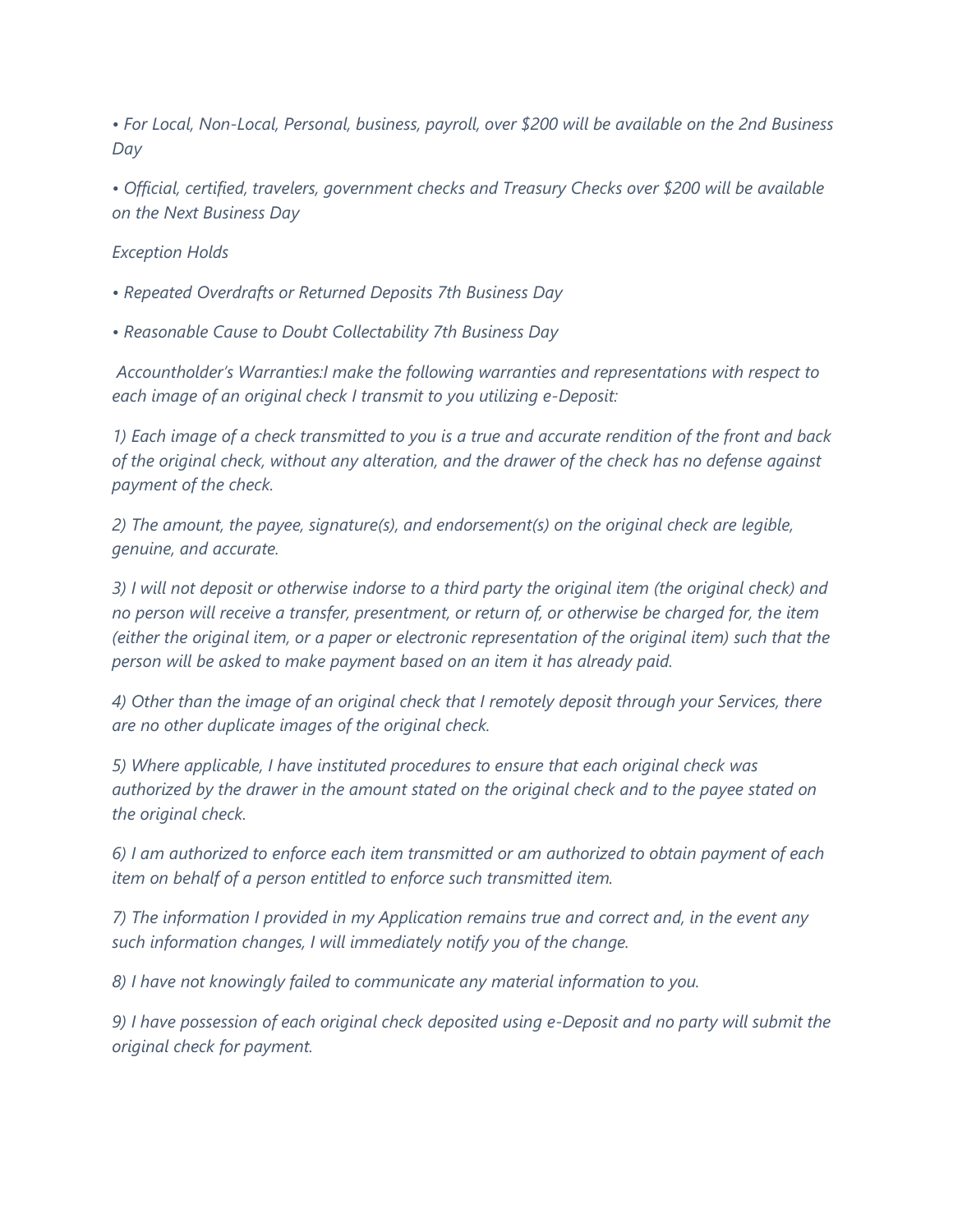*• For Local, Non-Local, Personal, business, payroll, over $200 will be available on the 2nd Business Day*

*• Official, certified, travelers, government checks and Treasury Checks over $200 will be available on the Next Business Day*

*Exception Holds*

*• Repeated Overdrafts or Returned Deposits 7th Business Day*

*• Reasonable Cause to Doubt Collectability 7th Business Day*

*Accountholder's Warranties:I make the following warranties and representations with respect to each image of an original check I transmit to you utilizing e-Deposit:*

*1) Each image of a check transmitted to you is a true and accurate rendition of the front and back of the original check, without any alteration, and the drawer of the check has no defense against payment of the check.*

*2) The amount, the payee, signature(s), and endorsement(s) on the original check are legible, genuine, and accurate.*

*3) I will not deposit or otherwise indorse to a third party the original item (the original check) and no person will receive a transfer, presentment, or return of, or otherwise be charged for, the item (either the original item, or a paper or electronic representation of the original item) such that the person will be asked to make payment based on an item it has already paid.*

*4) Other than the image of an original check that I remotely deposit through your Services, there are no other duplicate images of the original check.*

*5) Where applicable, I have instituted procedures to ensure that each original check was authorized by the drawer in the amount stated on the original check and to the payee stated on the original check.*

*6) I am authorized to enforce each item transmitted or am authorized to obtain payment of each item on behalf of a person entitled to enforce such transmitted item.*

*7) The information I provided in my Application remains true and correct and, in the event any such information changes, I will immediately notify you of the change.*

*8) I have not knowingly failed to communicate any material information to you.*

*9) I have possession of each original check deposited using e-Deposit and no party will submit the original check for payment.*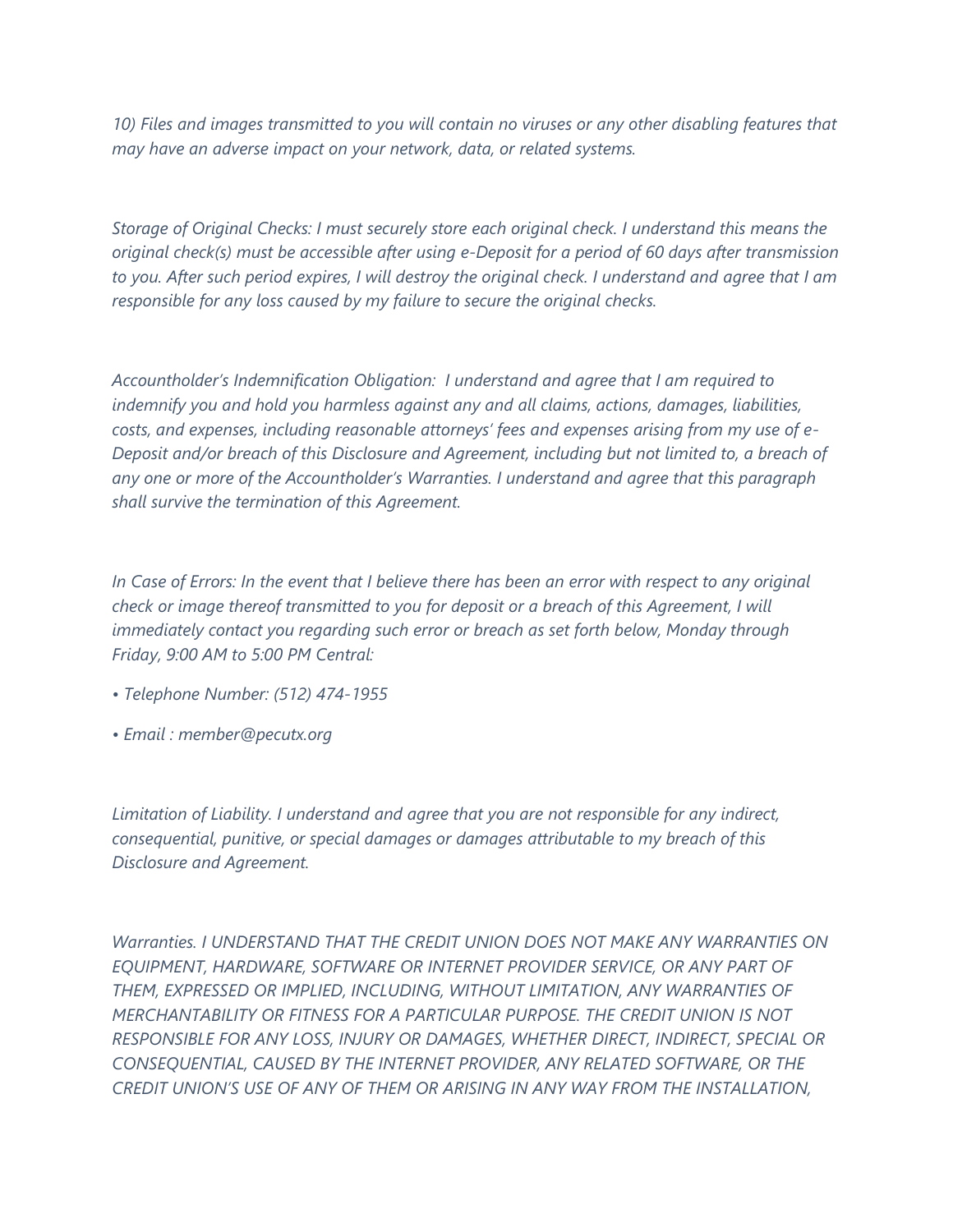*10) Files and images transmitted to you will contain no viruses or any other disabling features that may have an adverse impact on your network, data, or related systems.*

*Storage of Original Checks: I must securely store each original check. I understand this means the original check(s) must be accessible after using e-Deposit for a period of 60 days after transmission to you. After such period expires, I will destroy the original check. I understand and agree that I am responsible for any loss caused by my failure to secure the original checks.*

*Accountholder's Indemnification Obligation: I understand and agree that I am required to indemnify you and hold you harmless against any and all claims, actions, damages, liabilities, costs, and expenses, including reasonable attorneys' fees and expenses arising from my use of e-Deposit and/or breach of this Disclosure and Agreement, including but not limited to, a breach of any one or more of the Accountholder's Warranties. I understand and agree that this paragraph shall survive the termination of this Agreement.*

*In Case of Errors: In the event that I believe there has been an error with respect to any original check or image thereof transmitted to you for deposit or a breach of this Agreement, I will immediately contact you regarding such error or breach as set forth below, Monday through Friday, 9:00 AM to 5:00 PM Central:*

- *Telephone Number: (512) 474-1955*
- *Email : member@pecutx.org*

*Limitation of Liability. I understand and agree that you are not responsible for any indirect, consequential, punitive, or special damages or damages attributable to my breach of this Disclosure and Agreement.*

*Warranties. I UNDERSTAND THAT THE CREDIT UNION DOES NOT MAKE ANY WARRANTIES ON EQUIPMENT, HARDWARE, SOFTWARE OR INTERNET PROVIDER SERVICE, OR ANY PART OF THEM, EXPRESSED OR IMPLIED, INCLUDING, WITHOUT LIMITATION, ANY WARRANTIES OF MERCHANTABILITY OR FITNESS FOR A PARTICULAR PURPOSE. THE CREDIT UNION IS NOT RESPONSIBLE FOR ANY LOSS, INJURY OR DAMAGES, WHETHER DIRECT, INDIRECT, SPECIAL OR CONSEQUENTIAL, CAUSED BY THE INTERNET PROVIDER, ANY RELATED SOFTWARE, OR THE CREDIT UNION'S USE OF ANY OF THEM OR ARISING IN ANY WAY FROM THE INSTALLATION,*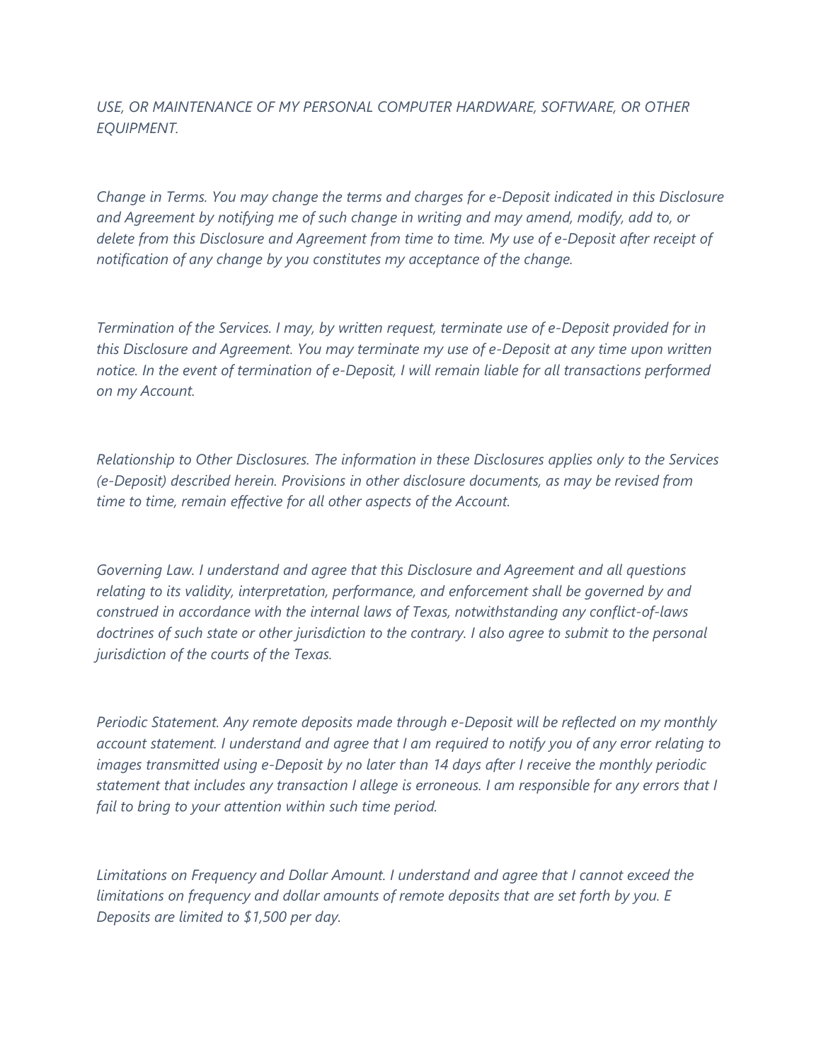*USE, OR MAINTENANCE OF MY PERSONAL COMPUTER HARDWARE, SOFTWARE, OR OTHER EQUIPMENT.*

*Change in Terms. You may change the terms and charges for e-Deposit indicated in this Disclosure and Agreement by notifying me of such change in writing and may amend, modify, add to, or delete from this Disclosure and Agreement from time to time. My use of e-Deposit after receipt of notification of any change by you constitutes my acceptance of the change.*

*Termination of the Services. I may, by written request, terminate use of e-Deposit provided for in this Disclosure and Agreement. You may terminate my use of e-Deposit at any time upon written notice. In the event of termination of e-Deposit, I will remain liable for all transactions performed on my Account.*

*Relationship to Other Disclosures. The information in these Disclosures applies only to the Services (e-Deposit) described herein. Provisions in other disclosure documents, as may be revised from time to time, remain effective for all other aspects of the Account.*

*Governing Law. I understand and agree that this Disclosure and Agreement and all questions relating to its validity, interpretation, performance, and enforcement shall be governed by and construed in accordance with the internal laws of Texas, notwithstanding any conflict-of-laws doctrines of such state or other jurisdiction to the contrary. I also agree to submit to the personal jurisdiction of the courts of the Texas.*

*Periodic Statement. Any remote deposits made through e-Deposit will be reflected on my monthly account statement. I understand and agree that I am required to notify you of any error relating to images transmitted using e-Deposit by no later than 14 days after I receive the monthly periodic statement that includes any transaction I allege is erroneous. I am responsible for any errors that I fail to bring to your attention within such time period.*

*Limitations on Frequency and Dollar Amount. I understand and agree that I cannot exceed the limitations on frequency and dollar amounts of remote deposits that are set forth by you. E Deposits are limited to $1,500 per day.*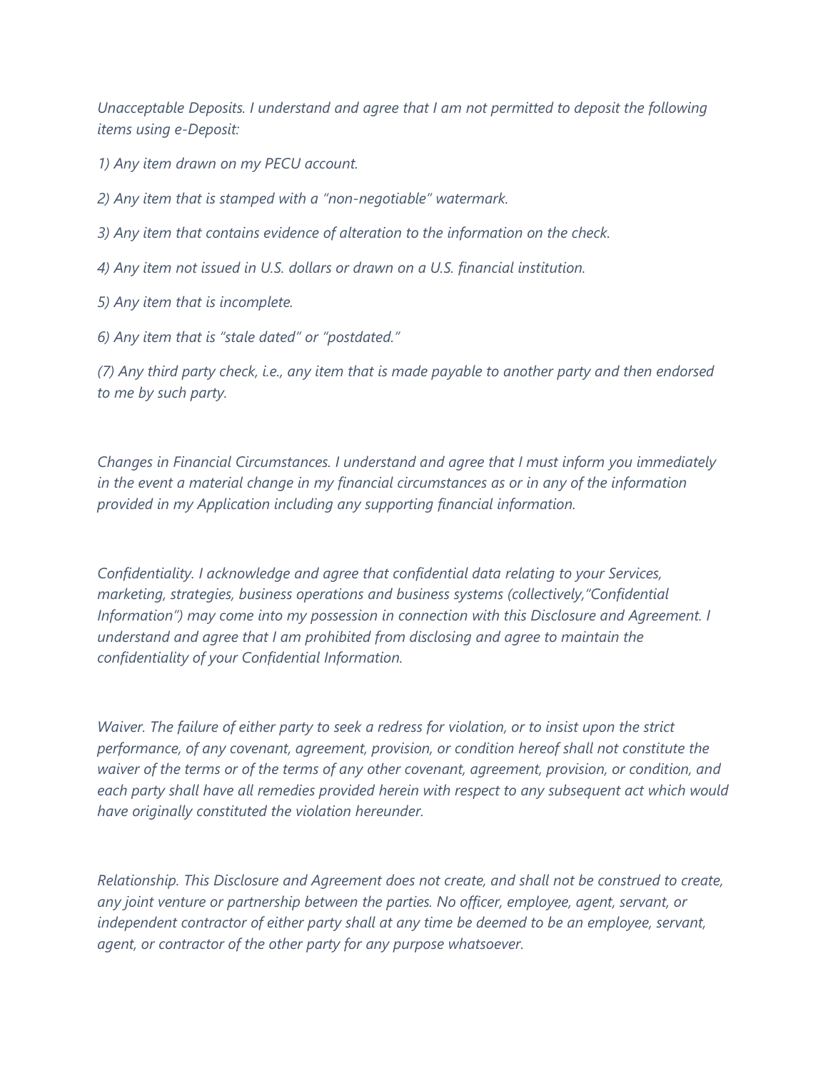*Unacceptable Deposits. I understand and agree that I am not permitted to deposit the following items using e-Deposit:*

*1) Any item drawn on my PECU account.*

*2) Any item that is stamped with a "non-negotiable" watermark.*

*3) Any item that contains evidence of alteration to the information on the check.*

*4) Any item not issued in U.S. dollars or drawn on a U.S. financial institution.*

*5) Any item that is incomplete.*

*6) Any item that is "stale dated" or "postdated."*

*(7) Any third party check, i.e., any item that is made payable to another party and then endorsed to me by such party.*

*Changes in Financial Circumstances. I understand and agree that I must inform you immediately in the event a material change in my financial circumstances as or in any of the information provided in my Application including any supporting financial information.*

*Confidentiality. I acknowledge and agree that confidential data relating to your Services, marketing, strategies, business operations and business systems (collectively,"Confidential Information") may come into my possession in connection with this Disclosure and Agreement. I understand and agree that I am prohibited from disclosing and agree to maintain the confidentiality of your Confidential Information.*

*Waiver. The failure of either party to seek a redress for violation, or to insist upon the strict performance, of any covenant, agreement, provision, or condition hereof shall not constitute the waiver of the terms or of the terms of any other covenant, agreement, provision, or condition, and each party shall have all remedies provided herein with respect to any subsequent act which would have originally constituted the violation hereunder.*

*Relationship. This Disclosure and Agreement does not create, and shall not be construed to create, any joint venture or partnership between the parties. No officer, employee, agent, servant, or independent contractor of either party shall at any time be deemed to be an employee, servant, agent, or contractor of the other party for any purpose whatsoever.*